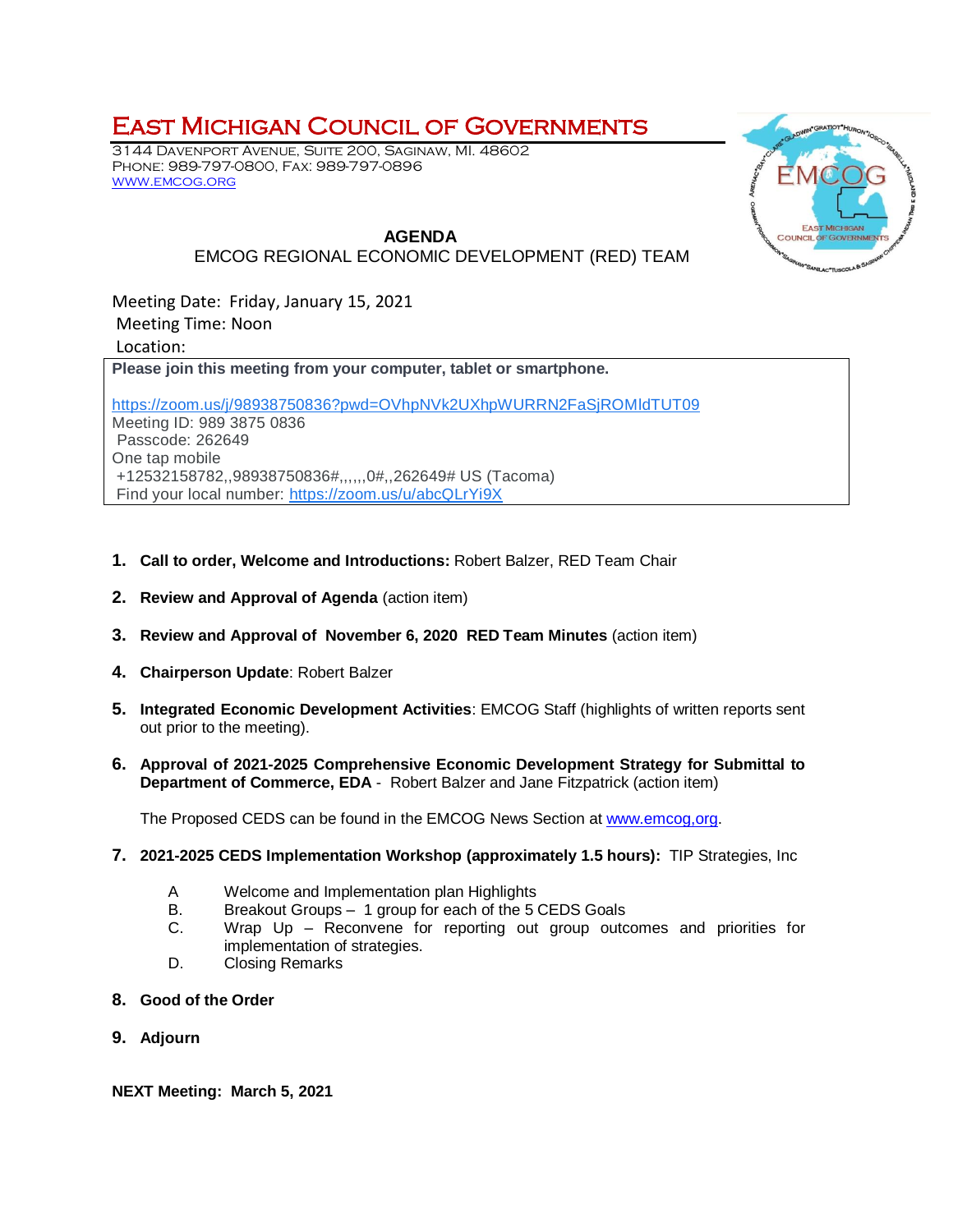# EAST MICHIGAN COUNCIL OF GOVERNMENTS

3144 DAVENPORT AVENUE, SUITE 200, SAGINAW, MI. 48602
PHONE: 989-797-0800, FAX: 989-797-0896
WWW.EMCOG.ORG

## AGENDA

EMCOG REGIONAL ECONOMIC DEVELOPMENT (RED) TEAM

Meeting Date: Friday, January 15, 2021
Meeting Time: Noon
Location:

**Please join this meeting from your computer, tablet or smartphone.**

https://zoom.us/j/98938750836?pwd=OVhpNVk2UXhpWURRN2FaSjROMldTUT09
Meeting ID: 989 3875 0836
Passcode: 262649
One tap mobile
+12532158782,,98938750836#,,,,,,0#,,262649# US (Tacoma)
Find your local number: https://zoom.us/u/abcQLrYi9X

1. **Call to order, Welcome and Introductions:** Robert Balzer, RED Team Chair

2. **Review and Approval of Agenda** (action item)

3. **Review and Approval of November 6, 2020 RED Team Minutes** (action item)

4. **Chairperson Update**: Robert Balzer

5. **Integrated Economic Development Activities**: EMCOG Staff (highlights of written reports sent out prior to the meeting).

6. **Approval of 2021-2025 Comprehensive Economic Development Strategy for Submittal to Department of Commerce, EDA** - Robert Balzer and Jane Fitzpatrick (action item)

   The Proposed CEDS can be found in the EMCOG News Section at www.emcog,org.

7. **2021-2025 CEDS Implementation Workshop (approximately 1.5 hours):** TIP Strategies, Inc

   A Welcome and Implementation plan Highlights
   B. Breakout Groups – 1 group for each of the 5 CEDS Goals
   C. Wrap Up – Reconvene for reporting out group outcomes and priorities for implementation of strategies.
   D. Closing Remarks

8. **Good of the Order**

9. **Adjourn**

**NEXT Meeting: March 5, 2021**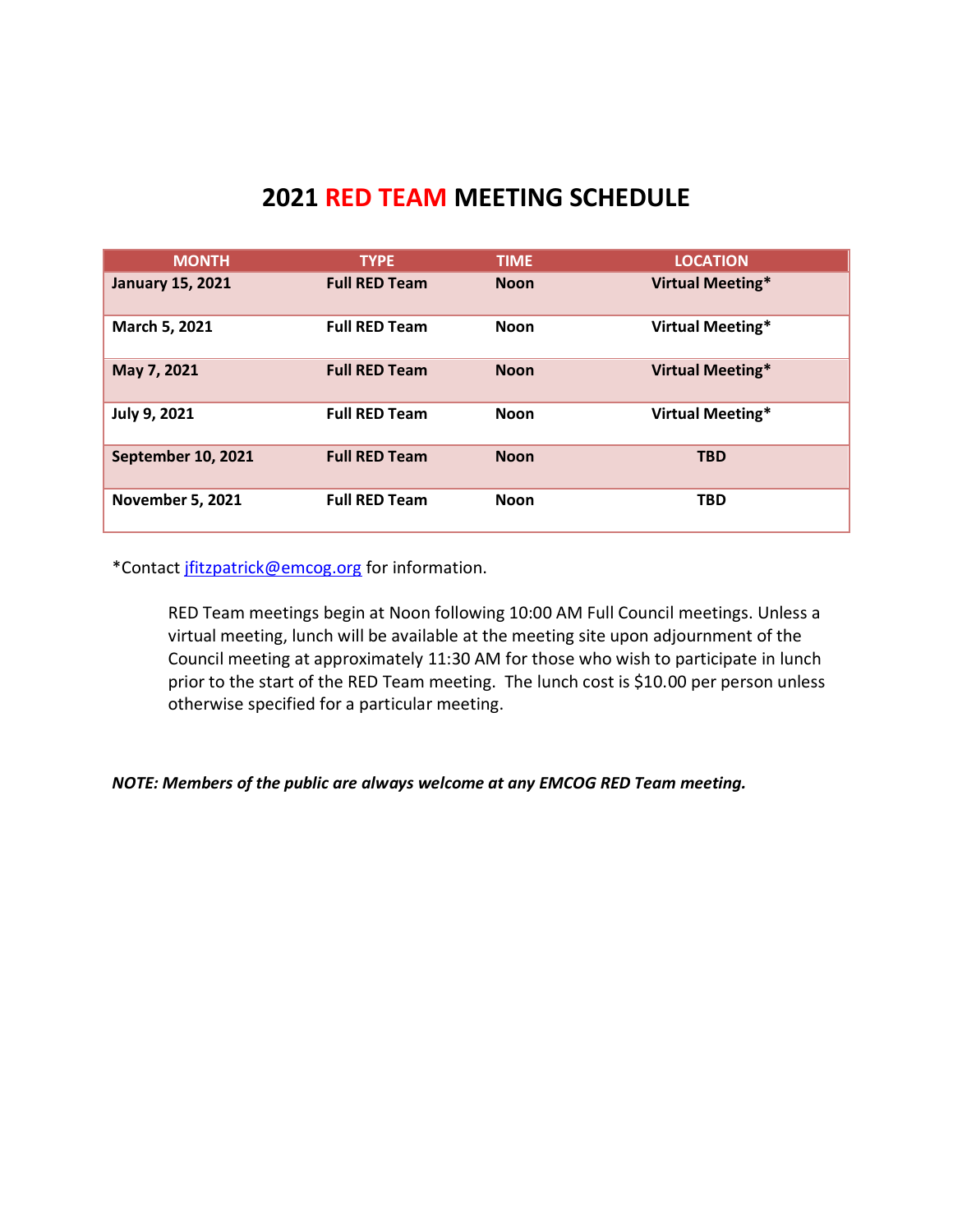# 2021 RED TEAM MEETING SCHEDULE

| MONTH | TYPE | TIME | LOCATION |
|---|---|---|---|
| **January 15, 2021** | **Full RED Team** | **Noon** | **Virtual Meeting*** |
| **March 5, 2021** | **Full RED Team** | **Noon** | **Virtual Meeting*** |
| **May 7, 2021** | **Full RED Team** | **Noon** | **Virtual Meeting*** |
| **July 9, 2021** | **Full RED Team** | **Noon** | **Virtual Meeting*** |
| **September 10, 2021** | **Full RED Team** | **Noon** | **TBD** |
| **November 5, 2021** | **Full RED Team** | **Noon** | **TBD** |

*Contact jfitzpatrick@emcog.org for information.

RED Team meetings begin at Noon following 10:00 AM Full Council meetings. Unless a virtual meeting, lunch will be available at the meeting site upon adjournment of the Council meeting at approximately 11:30 AM for those who wish to participate in lunch prior to the start of the RED Team meeting. The lunch cost is $10.00 per person unless otherwise specified for a particular meeting.

***NOTE: Members of the public are always welcome at any EMCOG RED Team meeting.***